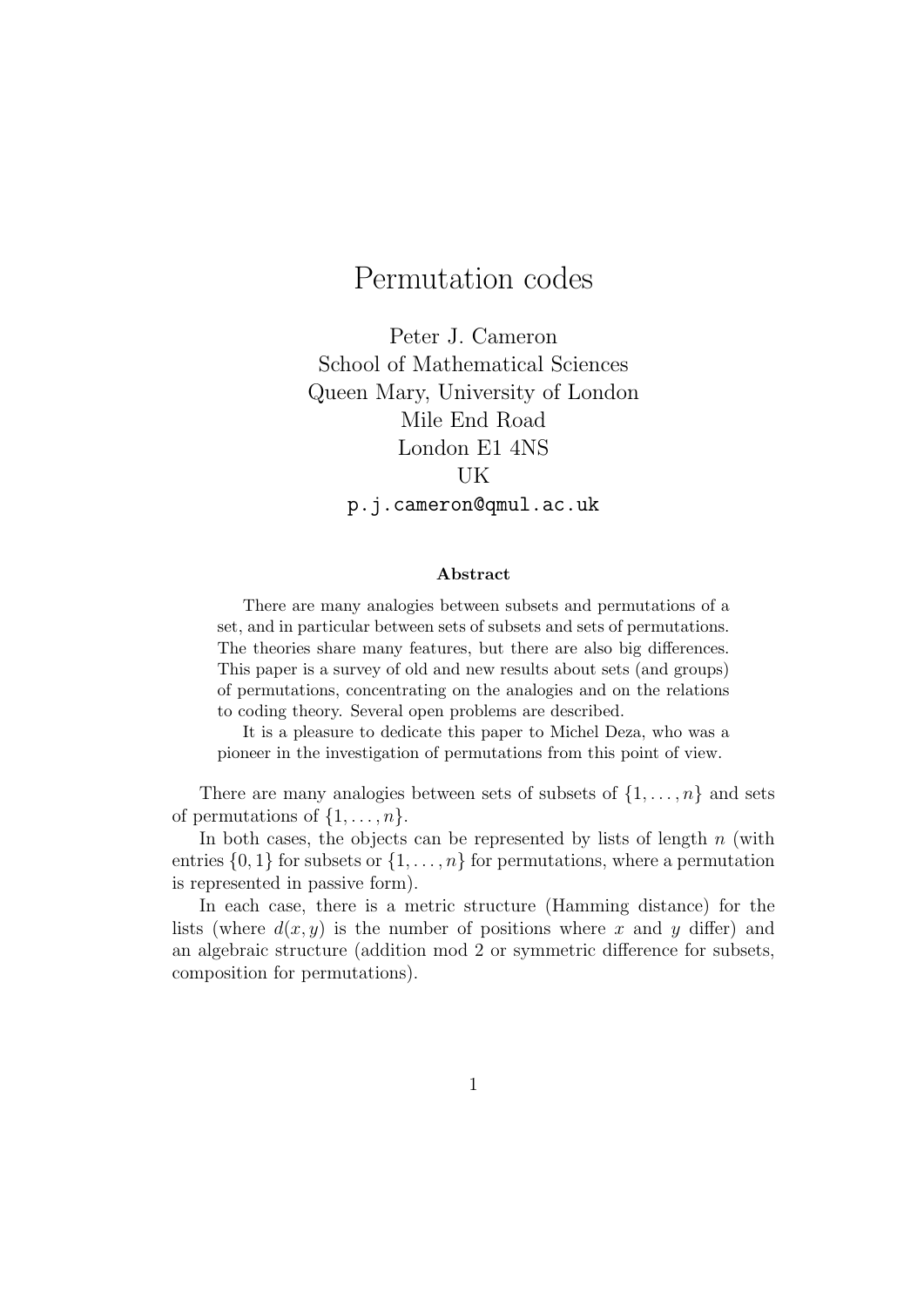# Permutation codes

Peter J. Cameron
School of Mathematical Sciences
Queen Mary, University of London
Mile End Road
London E1 4NS
UK
p.j.cameron@qmul.ac.uk

**Abstract**

There are many analogies between subsets and permutations of a set, and in particular between sets of subsets and sets of permutations. The theories share many features, but there are also big differences. This paper is a survey of old and new results about sets (and groups) of permutations, concentrating on the analogies and on the relations to coding theory. Several open problems are described.

It is a pleasure to dedicate this paper to Michel Deza, who was a pioneer in the investigation of permutations from this point of view.

There are many analogies between sets of subsets of $\{1, \ldots, n\}$ and sets of permutations of $\{1, \ldots, n\}$.

In both cases, the objects can be represented by lists of length $n$ (with entries $\{0, 1\}$ for subsets or $\{1, \ldots, n\}$ for permutations, where a permutation is represented in passive form).

In each case, there is a metric structure (Hamming distance) for the lists (where $d(x, y)$ is the number of positions where $x$ and $y$ differ) and an algebraic structure (addition mod 2 or symmetric difference for subsets, composition for permutations).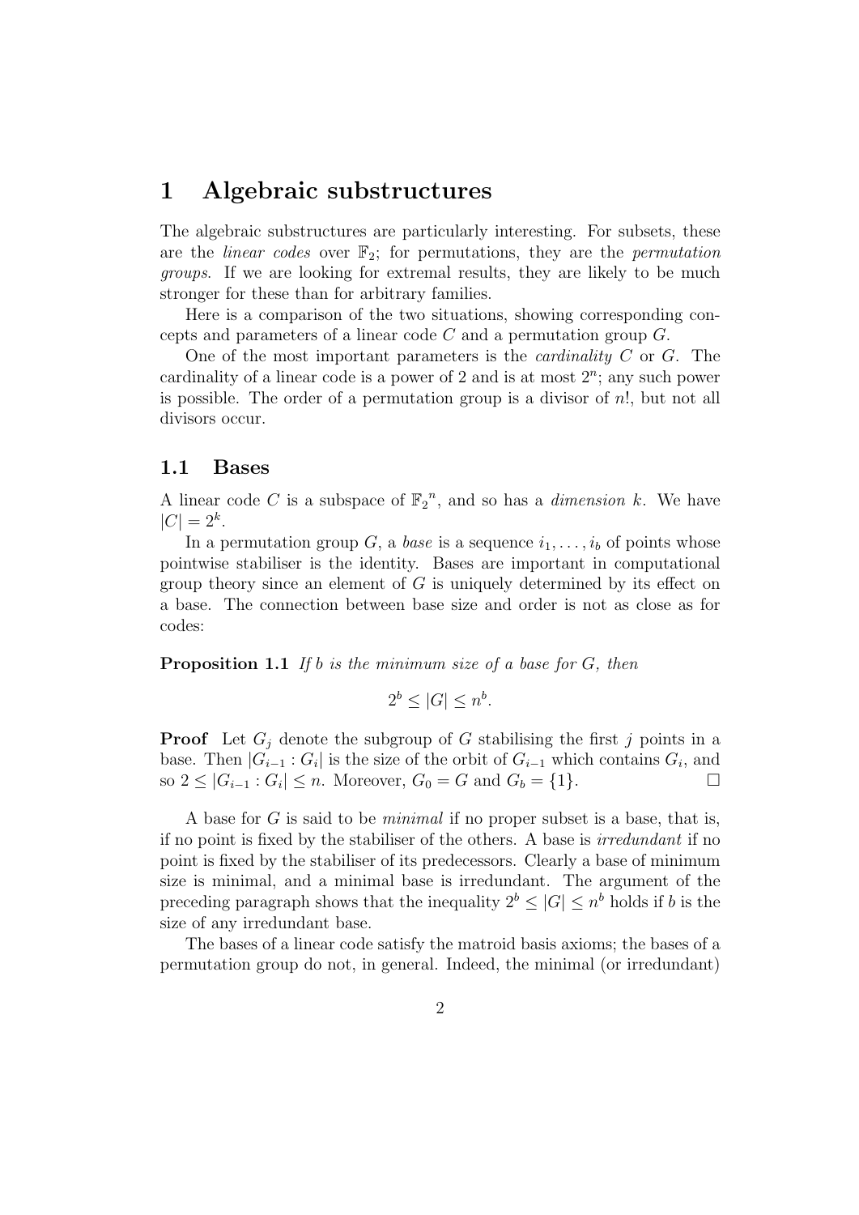# 1 Algebraic substructures

The algebraic substructures are particularly interesting. For subsets, these are the *linear codes* over $\mathbb{F}_2$; for permutations, they are the *permutation groups*. If we are looking for extremal results, they are likely to be much stronger for these than for arbitrary families.

Here is a comparison of the two situations, showing corresponding concepts and parameters of a linear code $C$ and a permutation group $G$.

One of the most important parameters is the *cardinality* $C$ or $G$. The cardinality of a linear code is a power of 2 and is at most $2^n$; any such power is possible. The order of a permutation group is a divisor of $n!$, but not all divisors occur.

## 1.1 Bases

A linear code $C$ is a subspace of ${\mathbb{F}_2}^n$, and so has a *dimension* $k$. We have $|C| = 2^k$.

In a permutation group $G$, a *base* is a sequence $i_1, \ldots, i_b$ of points whose pointwise stabiliser is the identity. Bases are important in computational group theory since an element of $G$ is uniquely determined by its effect on a base. The connection between base size and order is not as close as for codes:

**Proposition 1.1** *If $b$ is the minimum size of a base for $G$, then*

$$2^b \leq |G| \leq n^b.$$

**Proof** Let $G_j$ denote the subgroup of $G$ stabilising the first $j$ points in a base. Then $|G_{i-1} : G_i|$ is the size of the orbit of $G_{i-1}$ which contains $G_i$, and so $2 \leq |G_{i-1} : G_i| \leq n$. Moreover, $G_0 = G$ and $G_b = \{1\}$. □

A base for $G$ is said to be *minimal* if no proper subset is a base, that is, if no point is fixed by the stabiliser of the others. A base is *irredundant* if no point is fixed by the stabiliser of its predecessors. Clearly a base of minimum size is minimal, and a minimal base is irredundant. The argument of the preceding paragraph shows that the inequality $2^b \leq |G| \leq n^b$ holds if $b$ is the size of any irredundant base.

The bases of a linear code satisfy the matroid basis axioms; the bases of a permutation group do not, in general. Indeed, the minimal (or irredundant)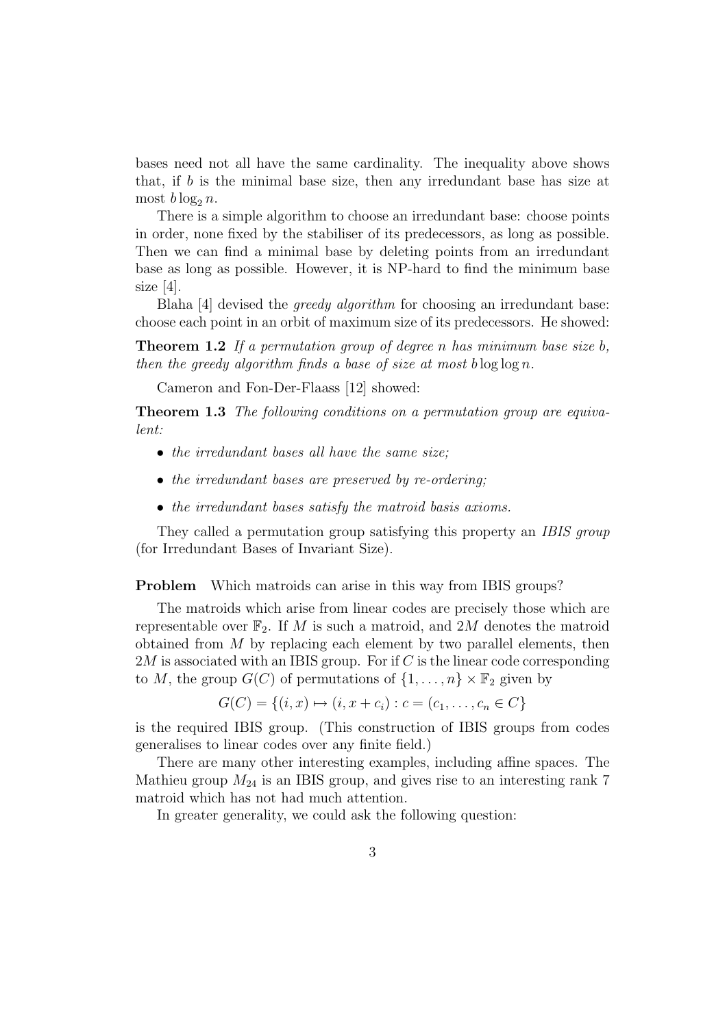bases need not all have the same cardinality. The inequality above shows that, if $b$ is the minimal base size, then any irredundant base has size at most $b \log_2 n$.

There is a simple algorithm to choose an irredundant base: choose points in order, none fixed by the stabiliser of its predecessors, as long as possible. Then we can find a minimal base by deleting points from an irredundant base as long as possible. However, it is NP-hard to find the minimum base size [4].

Blaha [4] devised the *greedy algorithm* for choosing an irredundant base: choose each point in an orbit of maximum size of its predecessors. He showed:

**Theorem 1.2** *If a permutation group of degree $n$ has minimum base size $b$, then the greedy algorithm finds a base of size at most $b \log \log n$.*

Cameron and Fon-Der-Flaass [12] showed:

**Theorem 1.3** *The following conditions on a permutation group are equivalent:*

- *the irredundant bases all have the same size;*
- *the irredundant bases are preserved by re-ordering;*
- *the irredundant bases satisfy the matroid basis axioms.*

They called a permutation group satisfying this property an *IBIS group* (for Irredundant Bases of Invariant Size).

**Problem** Which matroids can arise in this way from IBIS groups?

The matroids which arise from linear codes are precisely those which are representable over $\mathbb{F}_2$. If $M$ is such a matroid, and $2M$ denotes the matroid obtained from $M$ by replacing each element by two parallel elements, then $2M$ is associated with an IBIS group. For if $C$ is the linear code corresponding to $M$, the group $G(C)$ of permutations of $\{1, \dots, n\} \times \mathbb{F}_2$ given by

$$G(C) = \{(i, x) \mapsto (i, x + c_i) : c = (c_1, \dots, c_n \in C\}$$

is the required IBIS group. (This construction of IBIS groups from codes generalises to linear codes over any finite field.)

There are many other interesting examples, including affine spaces. The Mathieu group $M_{24}$ is an IBIS group, and gives rise to an interesting rank 7 matroid which has not had much attention.

In greater generality, we could ask the following question: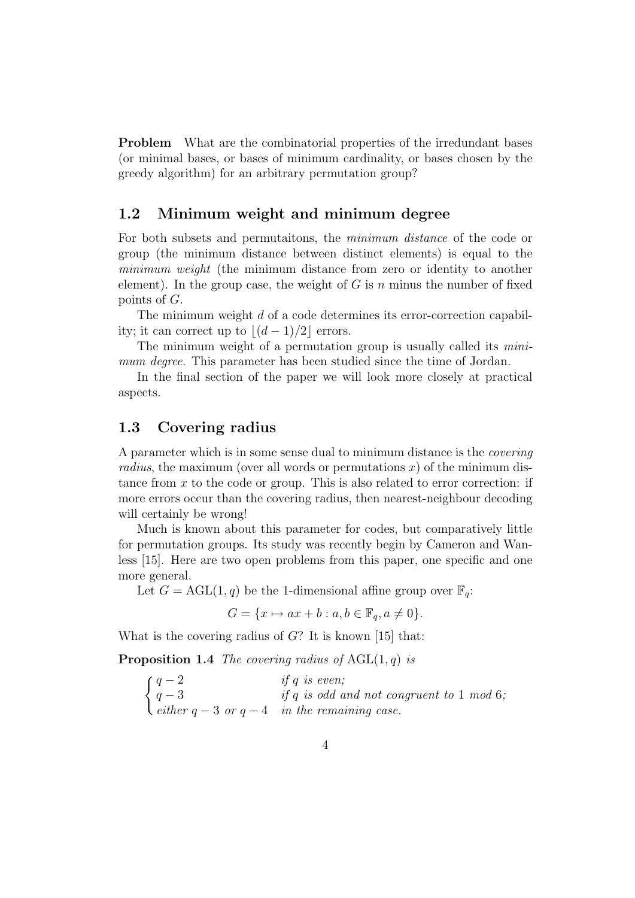**Problem** What are the combinatorial properties of the irredundant bases (or minimal bases, or bases of minimum cardinality, or bases chosen by the greedy algorithm) for an arbitrary permutation group?

## 1.2 Minimum weight and minimum degree

For both subsets and permutaitons, the *minimum distance* of the code or group (the minimum distance between distinct elements) is equal to the *minimum weight* (the minimum distance from zero or identity to another element). In the group case, the weight of $G$ is $n$ minus the number of fixed points of $G$.

The minimum weight $d$ of a code determines its error-correction capability; it can correct up to $\lfloor (d-1)/2 \rfloor$ errors.

The minimum weight of a permutation group is usually called its *minimum degree*. This parameter has been studied since the time of Jordan.

In the final section of the paper we will look more closely at practical aspects.

## 1.3 Covering radius

A parameter which is in some sense dual to minimum distance is the *covering radius*, the maximum (over all words or permutations $x$) of the minimum distance from $x$ to the code or group. This is also related to error correction: if more errors occur than the covering radius, then nearest-neighbour decoding will certainly be wrong!

Much is known about this parameter for codes, but comparatively little for permutation groups. Its study was recently begin by Cameron and Wanless [15]. Here are two open problems from this paper, one specific and one more general.

Let $G = \mathrm{AGL}(1, q)$ be the 1-dimensional affine group over $\mathbb{F}_q$:

$$G = \{x \mapsto ax + b : a, b \in \mathbb{F}_q, a \neq 0\}.$$

What is the covering radius of $G$? It is known [15] that:

**Proposition 1.4** *The covering radius of* $\mathrm{AGL}(1, q)$ *is*

$$\begin{cases} q-2 & \text{if } q \text{ is even;} \\ q-3 & \text{if } q \text{ is odd and not congruent to } 1 \text{ mod } 6\text{;} \\ \text{either } q-3 \text{ or } q-4 & \text{in the remaining case.} \end{cases}$$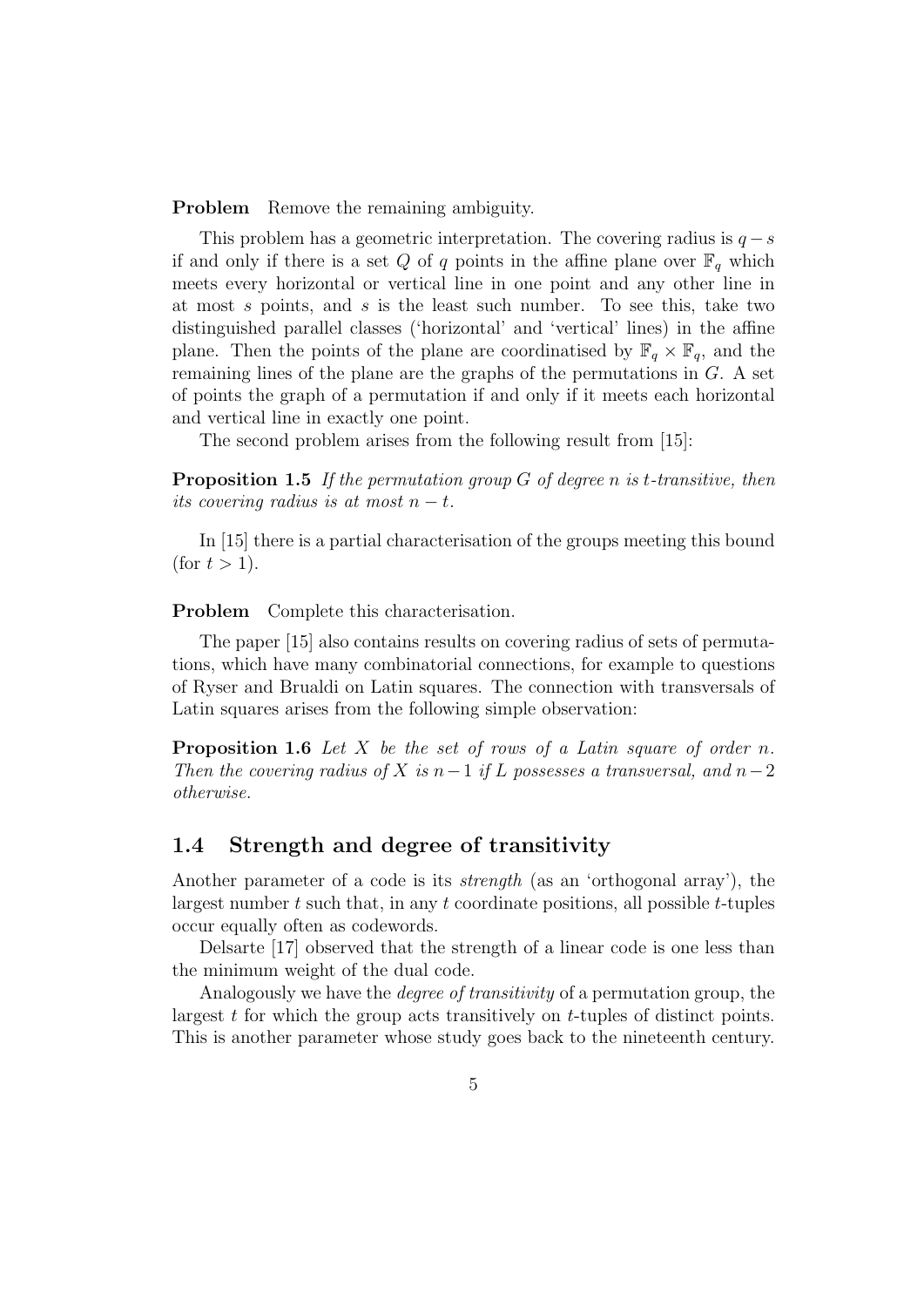**Problem** Remove the remaining ambiguity.

This problem has a geometric interpretation. The covering radius is $q-s$ if and only if there is a set $Q$ of $q$ points in the affine plane over $\mathbb{F}_q$ which meets every horizontal or vertical line in one point and any other line in at most $s$ points, and $s$ is the least such number. To see this, take two distinguished parallel classes ('horizontal' and 'vertical' lines) in the affine plane. Then the points of the plane are coordinatised by $\mathbb{F}_q \times \mathbb{F}_q$, and the remaining lines of the plane are the graphs of the permutations in $G$. A set of points the graph of a permutation if and only if it meets each horizontal and vertical line in exactly one point.

The second problem arises from the following result from [15]:

**Proposition 1.5** *If the permutation group $G$ of degree $n$ is $t$-transitive, then its covering radius is at most $n-t$.*

In [15] there is a partial characterisation of the groups meeting this bound (for $t > 1$).

**Problem** Complete this characterisation.

The paper [15] also contains results on covering radius of sets of permutations, which have many combinatorial connections, for example to questions of Ryser and Brualdi on Latin squares. The connection with transversals of Latin squares arises from the following simple observation:

**Proposition 1.6** *Let $X$ be the set of rows of a Latin square of order $n$. Then the covering radius of $X$ is $n-1$ if $L$ possesses a transversal, and $n-2$ otherwise.*

## 1.4 Strength and degree of transitivity

Another parameter of a code is its *strength* (as an 'orthogonal array'), the largest number $t$ such that, in any $t$ coordinate positions, all possible $t$-tuples occur equally often as codewords.

Delsarte [17] observed that the strength of a linear code is one less than the minimum weight of the dual code.

Analogously we have the *degree of transitivity* of a permutation group, the largest $t$ for which the group acts transitively on $t$-tuples of distinct points. This is another parameter whose study goes back to the nineteenth century.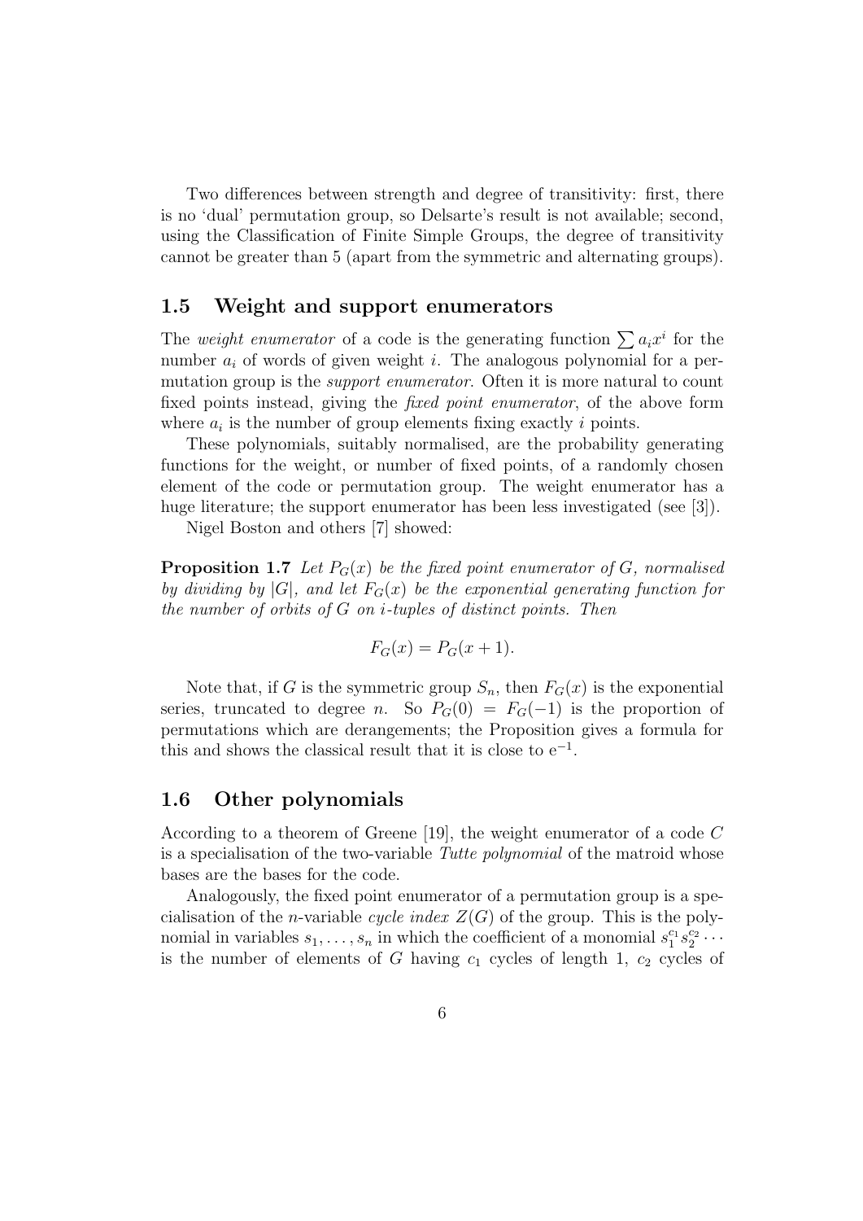Two differences between strength and degree of transitivity: first, there is no 'dual' permutation group, so Delsarte's result is not available; second, using the Classification of Finite Simple Groups, the degree of transitivity cannot be greater than 5 (apart from the symmetric and alternating groups).

## 1.5 Weight and support enumerators

The *weight enumerator* of a code is the generating function $\sum a_i x^i$ for the number $a_i$ of words of given weight $i$. The analogous polynomial for a permutation group is the *support enumerator*. Often it is more natural to count fixed points instead, giving the *fixed point enumerator*, of the above form where $a_i$ is the number of group elements fixing exactly $i$ points.

These polynomials, suitably normalised, are the probability generating functions for the weight, or number of fixed points, of a randomly chosen element of the code or permutation group. The weight enumerator has a huge literature; the support enumerator has been less investigated (see [3]).

Nigel Boston and others [7] showed:

**Proposition 1.7** *Let $P_G(x)$ be the fixed point enumerator of $G$, normalised by dividing by $|G|$, and let $F_G(x)$ be the exponential generating function for the number of orbits of $G$ on $i$-tuples of distinct points. Then*

$$F_G(x) = P_G(x + 1).$$

Note that, if $G$ is the symmetric group $S_n$, then $F_G(x)$ is the exponential series, truncated to degree $n$. So $P_G(0) = F_G(-1)$ is the proportion of permutations which are derangements; the Proposition gives a formula for this and shows the classical result that it is close to $\mathrm{e}^{-1}$.

## 1.6 Other polynomials

According to a theorem of Greene [19], the weight enumerator of a code $C$ is a specialisation of the two-variable *Tutte polynomial* of the matroid whose bases are the bases for the code.

Analogously, the fixed point enumerator of a permutation group is a specialisation of the $n$-variable *cycle index* $Z(G)$ of the group. This is the polynomial in variables $s_1, \ldots, s_n$ in which the coefficient of a monomial $s_1^{c_1} s_2^{c_2} \cdots$ is the number of elements of $G$ having $c_1$ cycles of length 1, $c_2$ cycles of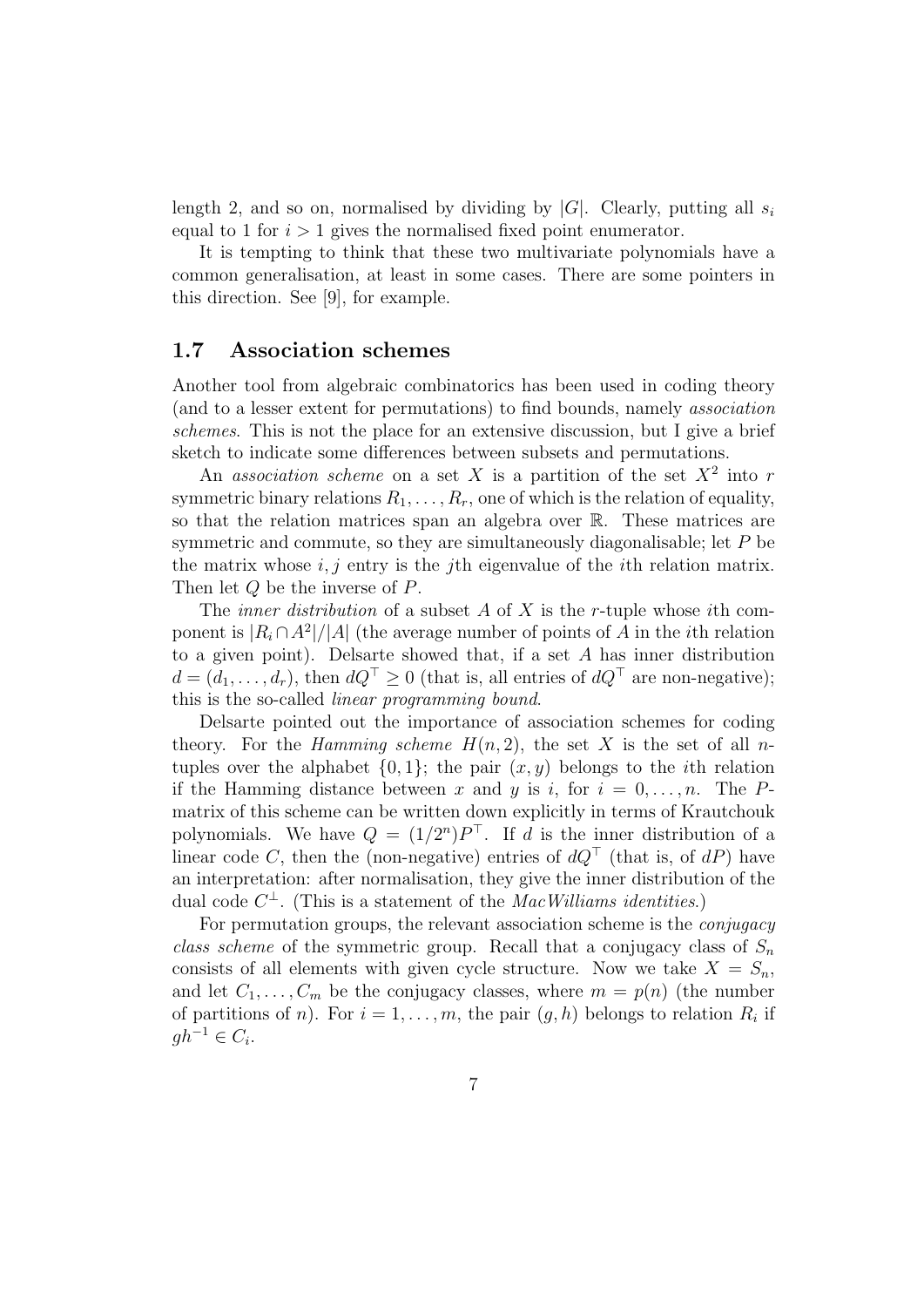length 2, and so on, normalised by dividing by $|G|$. Clearly, putting all $s_i$ equal to 1 for $i > 1$ gives the normalised fixed point enumerator.

It is tempting to think that these two multivariate polynomials have a common generalisation, at least in some cases. There are some pointers in this direction. See [9], for example.

### 1.7 Association schemes

Another tool from algebraic combinatorics has been used in coding theory (and to a lesser extent for permutations) to find bounds, namely *association schemes*. This is not the place for an extensive discussion, but I give a brief sketch to indicate some differences between subsets and permutations.

An *association scheme* on a set $X$ is a partition of the set $X^2$ into $r$ symmetric binary relations $R_1, \ldots, R_r$, one of which is the relation of equality, so that the relation matrices span an algebra over $\mathbb{R}$. These matrices are symmetric and commute, so they are simultaneously diagonalisable; let $P$ be the matrix whose $i, j$ entry is the $j$th eigenvalue of the $i$th relation matrix. Then let $Q$ be the inverse of $P$.

The *inner distribution* of a subset $A$ of $X$ is the $r$-tuple whose $i$th component is $|R_i \cap A^2|/|A|$ (the average number of points of $A$ in the $i$th relation to a given point). Delsarte showed that, if a set $A$ has inner distribution $d = (d_1, \ldots, d_r)$, then $dQ^\top \geq 0$ (that is, all entries of $dQ^\top$ are non-negative); this is the so-called *linear programming bound*.

Delsarte pointed out the importance of association schemes for coding theory. For the *Hamming scheme* $H(n, 2)$, the set $X$ is the set of all $n$-tuples over the alphabet $\{0, 1\}$; the pair $(x, y)$ belongs to the $i$th relation if the Hamming distance between $x$ and $y$ is $i$, for $i = 0, \ldots, n$. The $P$-matrix of this scheme can be written down explicitly in terms of Krautchouk polynomials. We have $Q = (1/2^n)P^\top$. If $d$ is the inner distribution of a linear code $C$, then the (non-negative) entries of $dQ^\top$ (that is, of $dP$) have an interpretation: after normalisation, they give the inner distribution of the dual code $C^\perp$. (This is a statement of the *MacWilliams identities*.)

For permutation groups, the relevant association scheme is the *conjugacy class scheme* of the symmetric group. Recall that a conjugacy class of $S_n$ consists of all elements with given cycle structure. Now we take $X = S_n$, and let $C_1, \ldots, C_m$ be the conjugacy classes, where $m = p(n)$ (the number of partitions of $n$). For $i = 1, \ldots, m$, the pair $(g, h)$ belongs to relation $R_i$ if $gh^{-1} \in C_i$.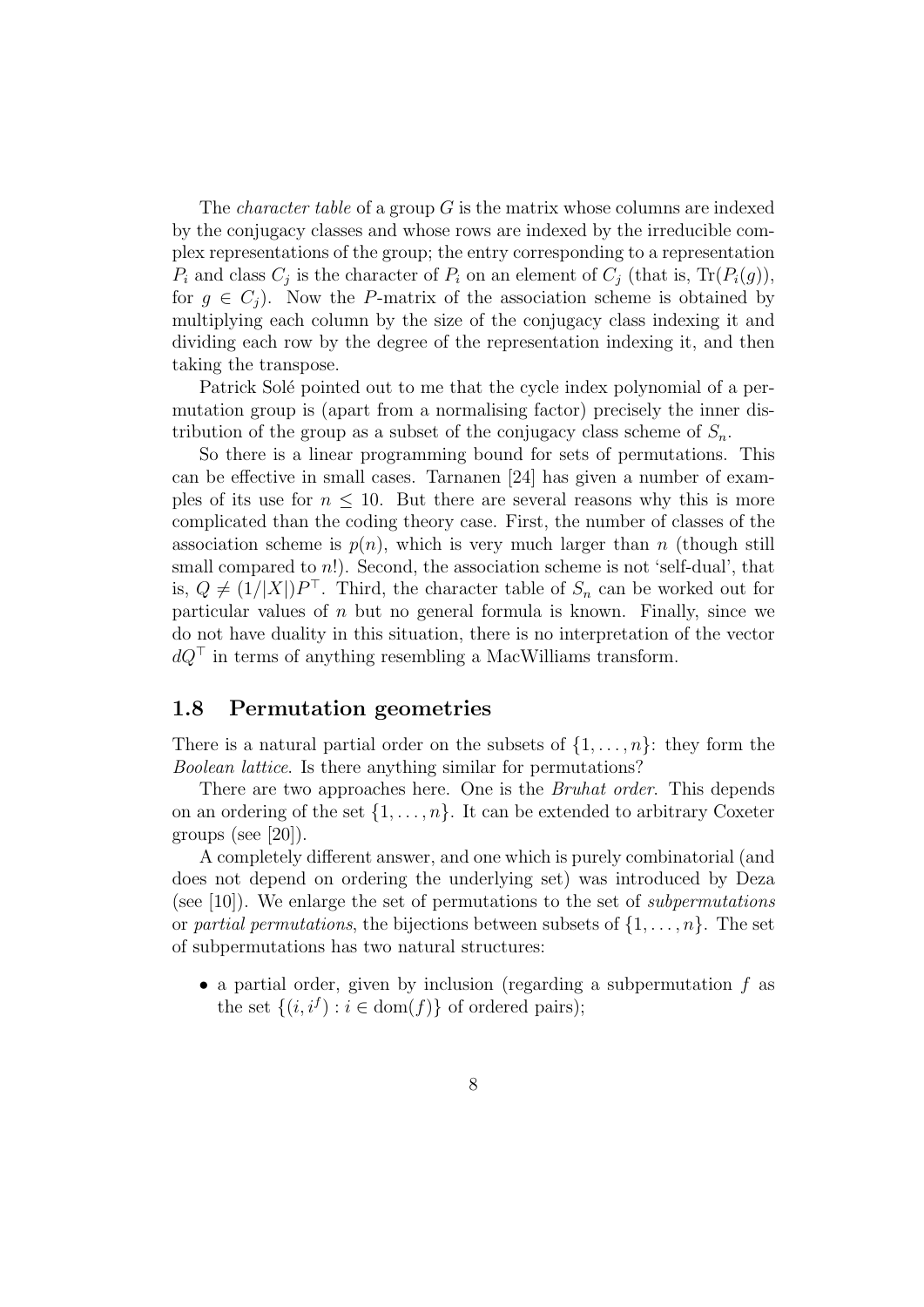The *character table* of a group $G$ is the matrix whose columns are indexed by the conjugacy classes and whose rows are indexed by the irreducible complex representations of the group; the entry corresponding to a representation $P_i$ and class $C_j$ is the character of $P_i$ on an element of $C_j$ (that is, $\mathrm{Tr}(P_i(g))$, for $g \in C_j$). Now the $P$-matrix of the association scheme is obtained by multiplying each column by the size of the conjugacy class indexing it and dividing each row by the degree of the representation indexing it, and then taking the transpose.

Patrick Solé pointed out to me that the cycle index polynomial of a permutation group is (apart from a normalising factor) precisely the inner distribution of the group as a subset of the conjugacy class scheme of $S_n$.

So there is a linear programming bound for sets of permutations. This can be effective in small cases. Tarnanen [24] has given a number of examples of its use for $n \leq 10$. But there are several reasons why this is more complicated than the coding theory case. First, the number of classes of the association scheme is $p(n)$, which is very much larger than $n$ (though still small compared to $n!$). Second, the association scheme is not 'self-dual', that is, $Q \neq (1/|X|)P^\top$. Third, the character table of $S_n$ can be worked out for particular values of $n$ but no general formula is known. Finally, since we do not have duality in this situation, there is no interpretation of the vector $dQ^\top$ in terms of anything resembling a MacWilliams transform.

## 1.8 Permutation geometries

There is a natural partial order on the subsets of $\{1, \ldots, n\}$: they form the *Boolean lattice*. Is there anything similar for permutations?

There are two approaches here. One is the *Bruhat order*. This depends on an ordering of the set $\{1, \ldots, n\}$. It can be extended to arbitrary Coxeter groups (see [20]).

A completely different answer, and one which is purely combinatorial (and does not depend on ordering the underlying set) was introduced by Deza (see [10]). We enlarge the set of permutations to the set of *subpermutations* or *partial permutations*, the bijections between subsets of $\{1, \ldots, n\}$. The set of subpermutations has two natural structures:

- a partial order, given by inclusion (regarding a subpermutation $f$ as the set $\{(i, i^f) : i \in \mathrm{dom}(f)\}$ of ordered pairs);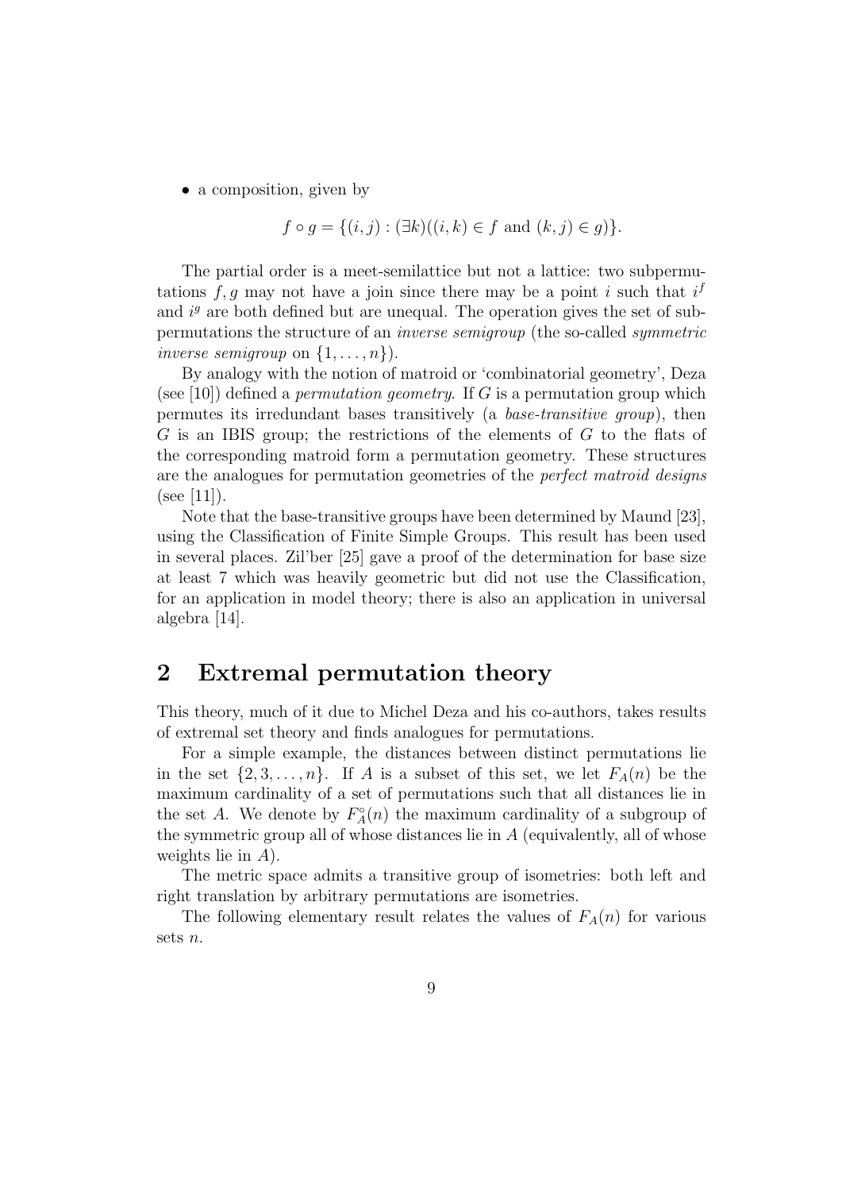- a composition, given by

$$f \circ g = \{(i, j) : (\exists k)((i, k) \in f \text{ and } (k, j) \in g)\}.$$

The partial order is a meet-semilattice but not a lattice: two subpermutations $f, g$ may not have a join since there may be a point $i$ such that $i^f$ and $i^g$ are both defined but are unequal. The operation gives the set of subpermutations the structure of an *inverse semigroup* (the so-called *symmetric inverse semigroup* on $\{1, \ldots, n\}$).

By analogy with the notion of matroid or 'combinatorial geometry', Deza (see [10]) defined a *permutation geometry*. If $G$ is a permutation group which permutes its irredundant bases transitively (a *base-transitive group*), then $G$ is an IBIS group; the restrictions of the elements of $G$ to the flats of the corresponding matroid form a permutation geometry. These structures are the analogues for permutation geometries of the *perfect matroid designs* (see [11]).

Note that the base-transitive groups have been determined by Maund [23], using the Classification of Finite Simple Groups. This result has been used in several places. Zil'ber [25] gave a proof of the determination for base size at least 7 which was heavily geometric but did not use the Classification, for an application in model theory; there is also an application in universal algebra [14].

## 2 Extremal permutation theory

This theory, much of it due to Michel Deza and his co-authors, takes results of extremal set theory and finds analogues for permutations.

For a simple example, the distances between distinct permutations lie in the set $\{2, 3, \ldots, n\}$. If $A$ is a subset of this set, we let $F_A(n)$ be the maximum cardinality of a set of permutations such that all distances lie in the set $A$. We denote by $F_A^\circ(n)$ the maximum cardinality of a subgroup of the symmetric group all of whose distances lie in $A$ (equivalently, all of whose weights lie in $A$).

The metric space admits a transitive group of isometries: both left and right translation by arbitrary permutations are isometries.

The following elementary result relates the values of $F_A(n)$ for various sets $n$.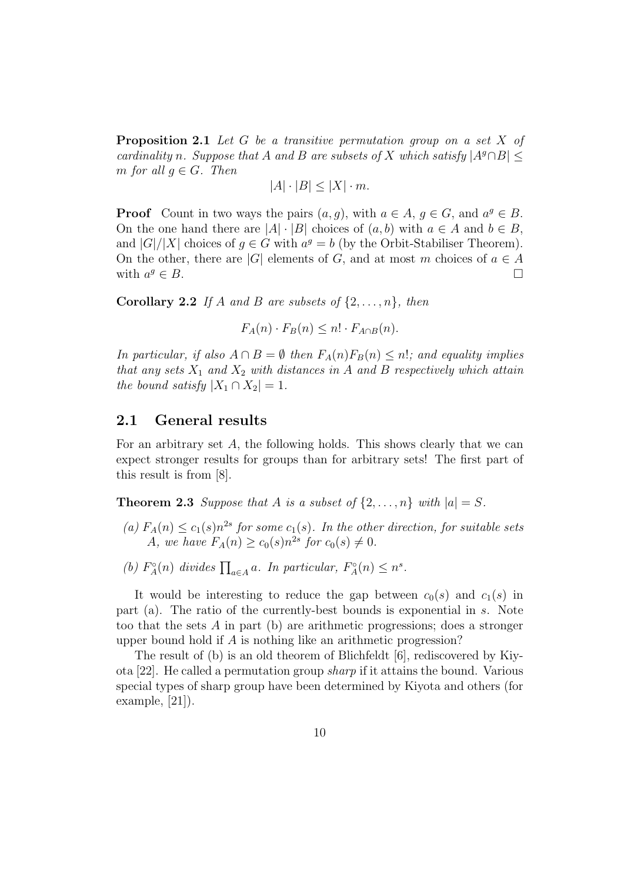**Proposition 2.1** *Let $G$ be a transitive permutation group on a set $X$ of cardinality $n$. Suppose that $A$ and $B$ are subsets of $X$ which satisfy $|A^g \cap B| \leq m$ for all $g \in G$. Then*

$$|A| \cdot |B| \leq |X| \cdot m.$$

**Proof** Count in two ways the pairs $(a, g)$, with $a \in A$, $g \in G$, and $a^g \in B$. On the one hand there are $|A| \cdot |B|$ choices of $(a, b)$ with $a \in A$ and $b \in B$, and $|G|/|X|$ choices of $g \in G$ with $a^g = b$ (by the Orbit-Stabiliser Theorem). On the other, there are $|G|$ elements of $G$, and at most $m$ choices of $a \in A$ with $a^g \in B$. □

**Corollary 2.2** *If $A$ and $B$ are subsets of $\{2, \ldots, n\}$, then*

$$F_A(n) \cdot F_B(n) \leq n! \cdot F_{A \cap B}(n).$$

*In particular, if also $A \cap B = \emptyset$ then $F_A(n) F_B(n) \leq n!$; and equality implies that any sets $X_1$ and $X_2$ with distances in $A$ and $B$ respectively which attain the bound satisfy $|X_1 \cap X_2| = 1$.*

## 2.1 General results

For an arbitrary set $A$, the following holds. This shows clearly that we can expect stronger results for groups than for arbitrary sets! The first part of this result is from [8].

**Theorem 2.3** *Suppose that $A$ is a subset of $\{2, \ldots, n\}$ with $|a| = S$.*

*(a) $F_A(n) \leq c_1(s) n^{2s}$ for some $c_1(s)$. In the other direction, for suitable sets $A$, we have $F_A(n) \geq c_0(s) n^{2s}$ for $c_0(s) \neq 0$.*

*(b) $F_A^\circ(n)$ divides $\prod_{a \in A} a$. In particular, $F_A^\circ(n) \leq n^s$.*

It would be interesting to reduce the gap between $c_0(s)$ and $c_1(s)$ in part (a). The ratio of the currently-best bounds is exponential in $s$. Note too that the sets $A$ in part (b) are arithmetic progressions; does a stronger upper bound hold if $A$ is nothing like an arithmetic progression?

The result of (b) is an old theorem of Blichfeldt [6], rediscovered by Kiyota [22]. He called a permutation group *sharp* if it attains the bound. Various special types of sharp group have been determined by Kiyota and others (for example, [21]).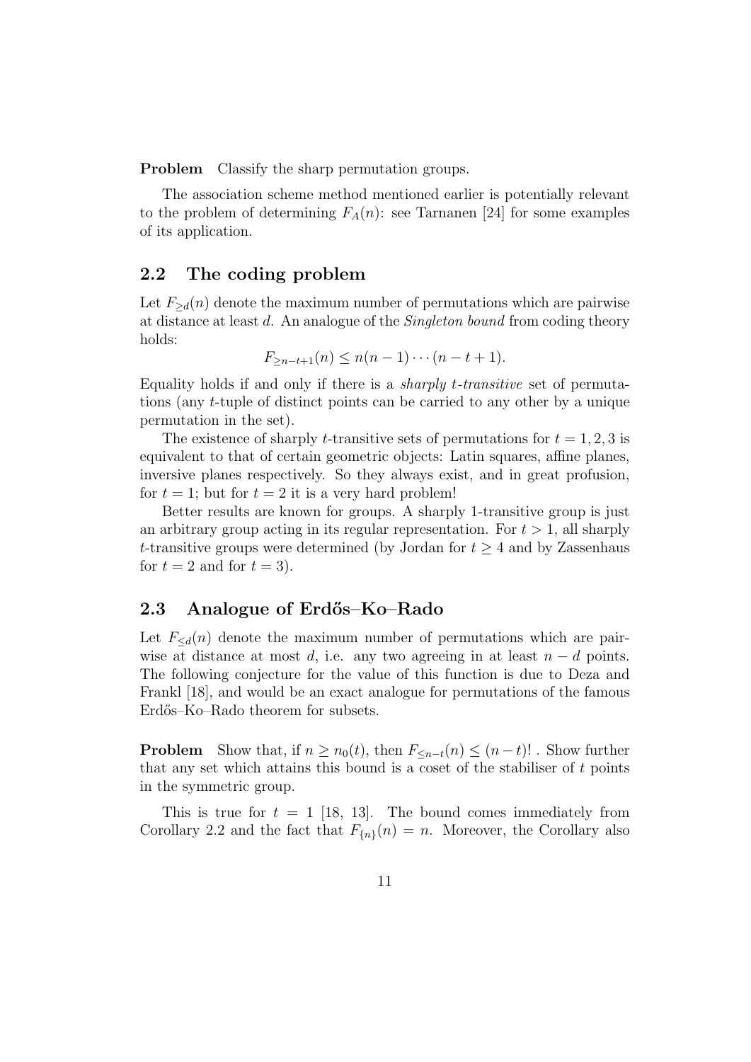**Problem** Classify the sharp permutation groups.

The association scheme method mentioned earlier is potentially relevant to the problem of determining $F_A(n)$: see Tarnanen [24] for some examples of its application.

## 2.2 The coding problem

Let $F_{\geq d}(n)$ denote the maximum number of permutations which are pairwise at distance at least $d$. An analogue of the *Singleton bound* from coding theory holds:

$$F_{\geq n-t+1}(n) \leq n(n-1)\cdots(n-t+1).$$

Equality holds if and only if there is a *sharply $t$-transitive* set of permutations (any $t$-tuple of distinct points can be carried to any other by a unique permutation in the set).

The existence of sharply $t$-transitive sets of permutations for $t = 1, 2, 3$ is equivalent to that of certain geometric objects: Latin squares, affine planes, inversive planes respectively. So they always exist, and in great profusion, for $t = 1$; but for $t = 2$ it is a very hard problem!

Better results are known for groups. A sharply 1-transitive group is just an arbitrary group acting in its regular representation. For $t > 1$, all sharply $t$-transitive groups were determined (by Jordan for $t \geq 4$ and by Zassenhaus for $t = 2$ and for $t = 3$).

## 2.3 Analogue of Erdős–Ko–Rado

Let $F_{\leq d}(n)$ denote the maximum number of permutations which are pairwise at distance at most $d$, i.e. any two agreeing in at least $n - d$ points. The following conjecture for the value of this function is due to Deza and Frankl [18], and would be an exact analogue for permutations of the famous Erdős–Ko–Rado theorem for subsets.

**Problem** Show that, if $n \geq n_0(t)$, then $F_{\leq n-t}(n) \leq (n-t)!$ . Show further that any set which attains this bound is a coset of the stabiliser of $t$ points in the symmetric group.

This is true for $t = 1$ [18, 13]. The bound comes immediately from Corollary 2.2 and the fact that $F_{\{n\}}(n) = n$. Moreover, the Corollary also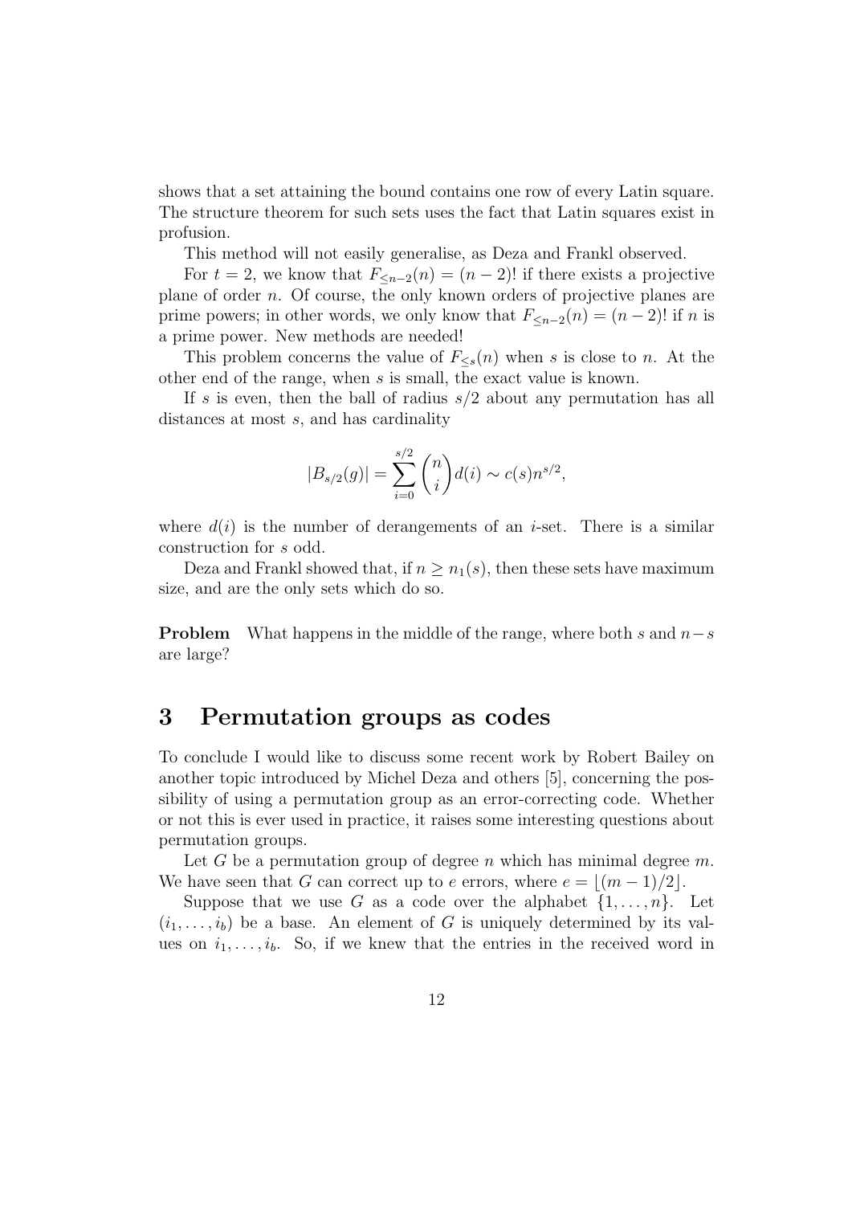shows that a set attaining the bound contains one row of every Latin square. The structure theorem for such sets uses the fact that Latin squares exist in profusion.

This method will not easily generalise, as Deza and Frankl observed.

For $t = 2$, we know that $F_{\leq n-2}(n) = (n-2)!$ if there exists a projective plane of order $n$. Of course, the only known orders of projective planes are prime powers; in other words, we only know that $F_{\leq n-2}(n) = (n-2)!$ if $n$ is a prime power. New methods are needed!

This problem concerns the value of $F_{\leq s}(n)$ when $s$ is close to $n$. At the other end of the range, when $s$ is small, the exact value is known.

If $s$ is even, then the ball of radius $s/2$ about any permutation has all distances at most $s$, and has cardinality

$$|B_{s/2}(g)| = \sum_{i=0}^{s/2} \binom{n}{i} d(i) \sim c(s) n^{s/2},$$

where $d(i)$ is the number of derangements of an $i$-set. There is a similar construction for $s$ odd.

Deza and Frankl showed that, if $n \geq n_1(s)$, then these sets have maximum size, and are the only sets which do so.

**Problem** What happens in the middle of the range, where both $s$ and $n-s$ are large?

## 3 Permutation groups as codes

To conclude I would like to discuss some recent work by Robert Bailey on another topic introduced by Michel Deza and others [5], concerning the possibility of using a permutation group as an error-correcting code. Whether or not this is ever used in practice, it raises some interesting questions about permutation groups.

Let $G$ be a permutation group of degree $n$ which has minimal degree $m$. We have seen that $G$ can correct up to $e$ errors, where $e = \lfloor (m-1)/2 \rfloor$.

Suppose that we use $G$ as a code over the alphabet $\{1, \ldots, n\}$. Let $(i_1, \ldots, i_b)$ be a base. An element of $G$ is uniquely determined by its values on $i_1, \ldots, i_b$. So, if we knew that the entries in the received word in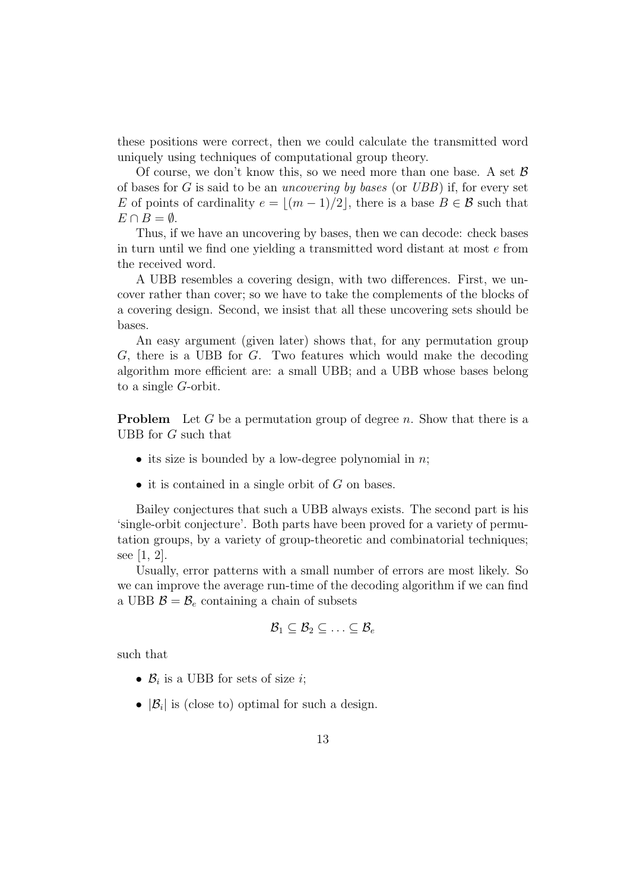these positions were correct, then we could calculate the transmitted word uniquely using techniques of computational group theory.

Of course, we don't know this, so we need more than one base. A set $\mathcal{B}$ of bases for $G$ is said to be an *uncovering by bases* (or *UBB*) if, for every set $E$ of points of cardinality $e = \lfloor (m-1)/2 \rfloor$, there is a base $B \in \mathcal{B}$ such that $E \cap B = \emptyset$.

Thus, if we have an uncovering by bases, then we can decode: check bases in turn until we find one yielding a transmitted word distant at most $e$ from the received word.

A UBB resembles a covering design, with two differences. First, we uncover rather than cover; so we have to take the complements of the blocks of a covering design. Second, we insist that all these uncovering sets should be bases.

An easy argument (given later) shows that, for any permutation group $G$, there is a UBB for $G$. Two features which would make the decoding algorithm more efficient are: a small UBB; and a UBB whose bases belong to a single $G$-orbit.

**Problem** Let $G$ be a permutation group of degree $n$. Show that there is a UBB for $G$ such that

- its size is bounded by a low-degree polynomial in $n$;
- it is contained in a single orbit of $G$ on bases.

Bailey conjectures that such a UBB always exists. The second part is his 'single-orbit conjecture'. Both parts have been proved for a variety of permutation groups, by a variety of group-theoretic and combinatorial techniques; see [1, 2].

Usually, error patterns with a small number of errors are most likely. So we can improve the average run-time of the decoding algorithm if we can find a UBB $\mathcal{B} = \mathcal{B}_e$ containing a chain of subsets

$$\mathcal{B}_1 \subseteq \mathcal{B}_2 \subseteq \ldots \subseteq \mathcal{B}_e$$

such that

- $\mathcal{B}_i$ is a UBB for sets of size $i$;
- $|\mathcal{B}_i|$ is (close to) optimal for such a design.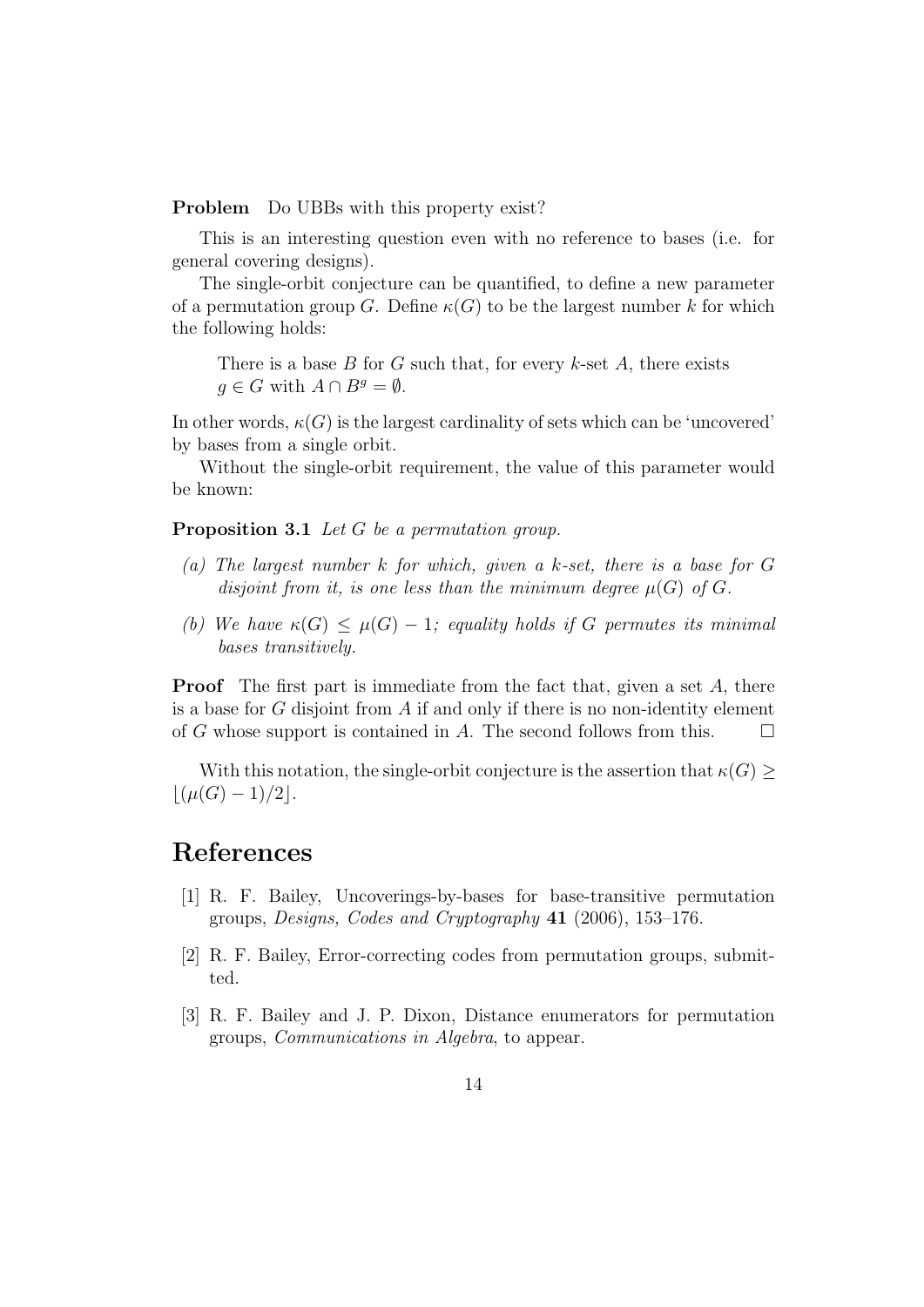**Problem** Do UBBs with this property exist?

This is an interesting question even with no reference to bases (i.e. for general covering designs).

The single-orbit conjecture can be quantified, to define a new parameter of a permutation group $G$. Define $\kappa(G)$ to be the largest number $k$ for which the following holds:

> There is a base $B$ for $G$ such that, for every $k$-set $A$, there exists $g \in G$ with $A \cap B^g = \emptyset$.

In other words, $\kappa(G)$ is the largest cardinality of sets which can be 'uncovered' by bases from a single orbit.

Without the single-orbit requirement, the value of this parameter would be known:

**Proposition 3.1** *Let $G$ be a permutation group.*

*(a) The largest number $k$ for which, given a $k$-set, there is a base for $G$ disjoint from it, is one less than the minimum degree $\mu(G)$ of $G$.*

*(b) We have $\kappa(G) \leq \mu(G) - 1$; equality holds if $G$ permutes its minimal bases transitively.*

**Proof** The first part is immediate from the fact that, given a set $A$, there is a base for $G$ disjoint from $A$ if and only if there is no non-identity element of $G$ whose support is contained in $A$. The second follows from this. □

With this notation, the single-orbit conjecture is the assertion that $\kappa(G) \geq \lfloor(\mu(G) - 1)/2\rfloor$.

# References

[1] R. F. Bailey, Uncoverings-by-bases for base-transitive permutation groups, *Designs, Codes and Cryptography* **41** (2006), 153–176.

[2] R. F. Bailey, Error-correcting codes from permutation groups, submitted.

[3] R. F. Bailey and J. P. Dixon, Distance enumerators for permutation groups, *Communications in Algebra*, to appear.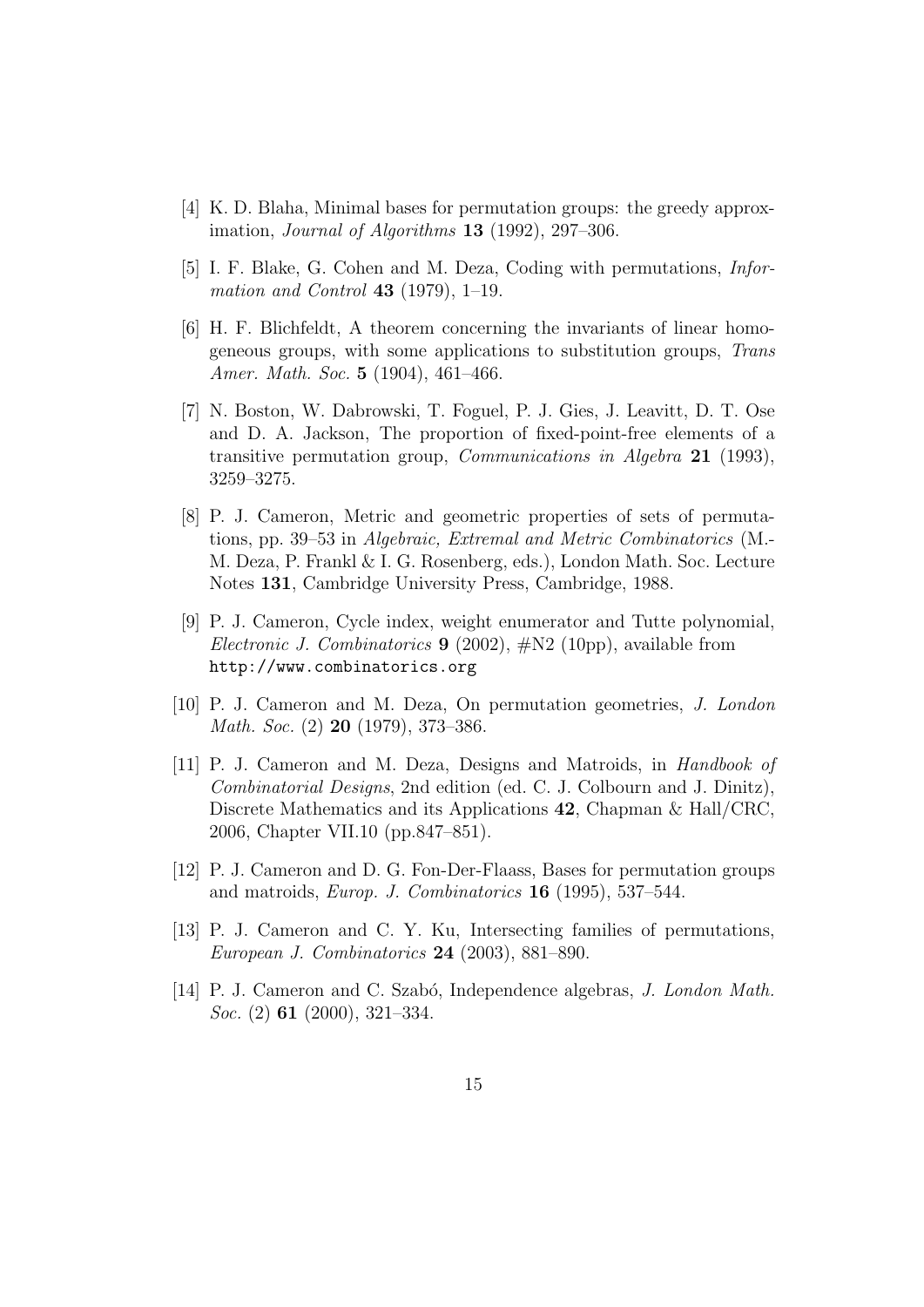[4] K. D. Blaha, Minimal bases for permutation groups: the greedy approximation, *Journal of Algorithms* **13** (1992), 297–306.

[5] I. F. Blake, G. Cohen and M. Deza, Coding with permutations, *Information and Control* **43** (1979), 1–19.

[6] H. F. Blichfeldt, A theorem concerning the invariants of linear homogeneous groups, with some applications to substitution groups, *Trans Amer. Math. Soc.* **5** (1904), 461–466.

[7] N. Boston, W. Dabrowski, T. Foguel, P. J. Gies, J. Leavitt, D. T. Ose and D. A. Jackson, The proportion of fixed-point-free elements of a transitive permutation group, *Communications in Algebra* **21** (1993), 3259–3275.

[8] P. J. Cameron, Metric and geometric properties of sets of permutations, pp. 39–53 in *Algebraic, Extremal and Metric Combinatorics* (M.-M. Deza, P. Frankl & I. G. Rosenberg, eds.), London Math. Soc. Lecture Notes **131**, Cambridge University Press, Cambridge, 1988.

[9] P. J. Cameron, Cycle index, weight enumerator and Tutte polynomial, *Electronic J. Combinatorics* **9** (2002), #N2 (10pp), available from `http://www.combinatorics.org`

[10] P. J. Cameron and M. Deza, On permutation geometries, *J. London Math. Soc.* (2) **20** (1979), 373–386.

[11] P. J. Cameron and M. Deza, Designs and Matroids, in *Handbook of Combinatorial Designs*, 2nd edition (ed. C. J. Colbourn and J. Dinitz), Discrete Mathematics and its Applications **42**, Chapman & Hall/CRC, 2006, Chapter VII.10 (pp.847–851).

[12] P. J. Cameron and D. G. Fon-Der-Flaass, Bases for permutation groups and matroids, *Europ. J. Combinatorics* **16** (1995), 537–544.

[13] P. J. Cameron and C. Y. Ku, Intersecting families of permutations, *European J. Combinatorics* **24** (2003), 881–890.

[14] P. J. Cameron and C. Szabó, Independence algebras, *J. London Math. Soc.* (2) **61** (2000), 321–334.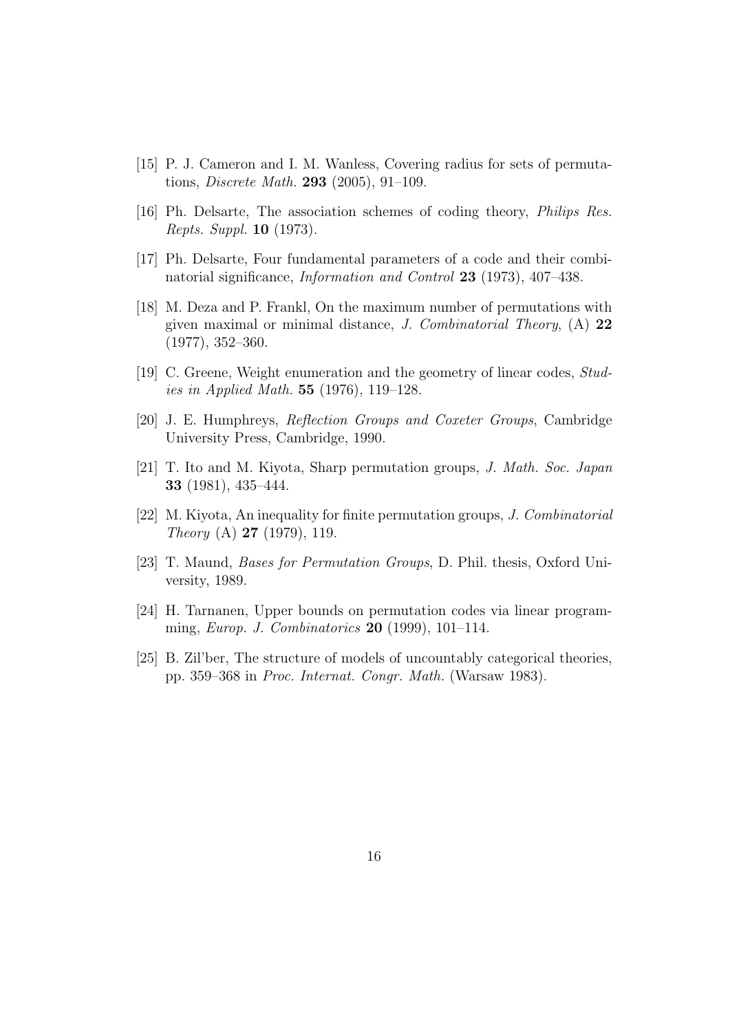[15] P. J. Cameron and I. M. Wanless, Covering radius for sets of permutations, *Discrete Math.* **293** (2005), 91–109.

[16] Ph. Delsarte, The association schemes of coding theory, *Philips Res. Repts. Suppl.* **10** (1973).

[17] Ph. Delsarte, Four fundamental parameters of a code and their combinatorial significance, *Information and Control* **23** (1973), 407–438.

[18] M. Deza and P. Frankl, On the maximum number of permutations with given maximal or minimal distance, *J. Combinatorial Theory*, (A) **22** (1977), 352–360.

[19] C. Greene, Weight enumeration and the geometry of linear codes, *Studies in Applied Math.* **55** (1976), 119–128.

[20] J. E. Humphreys, *Reflection Groups and Coxeter Groups*, Cambridge University Press, Cambridge, 1990.

[21] T. Ito and M. Kiyota, Sharp permutation groups, *J. Math. Soc. Japan* **33** (1981), 435–444.

[22] M. Kiyota, An inequality for finite permutation groups, *J. Combinatorial Theory* (A) **27** (1979), 119.

[23] T. Maund, *Bases for Permutation Groups*, D. Phil. thesis, Oxford University, 1989.

[24] H. Tarnanen, Upper bounds on permutation codes via linear programming, *Europ. J. Combinatorics* **20** (1999), 101–114.

[25] B. Zil'ber, The structure of models of uncountably categorical theories, pp. 359–368 in *Proc. Internat. Congr. Math.* (Warsaw 1983).